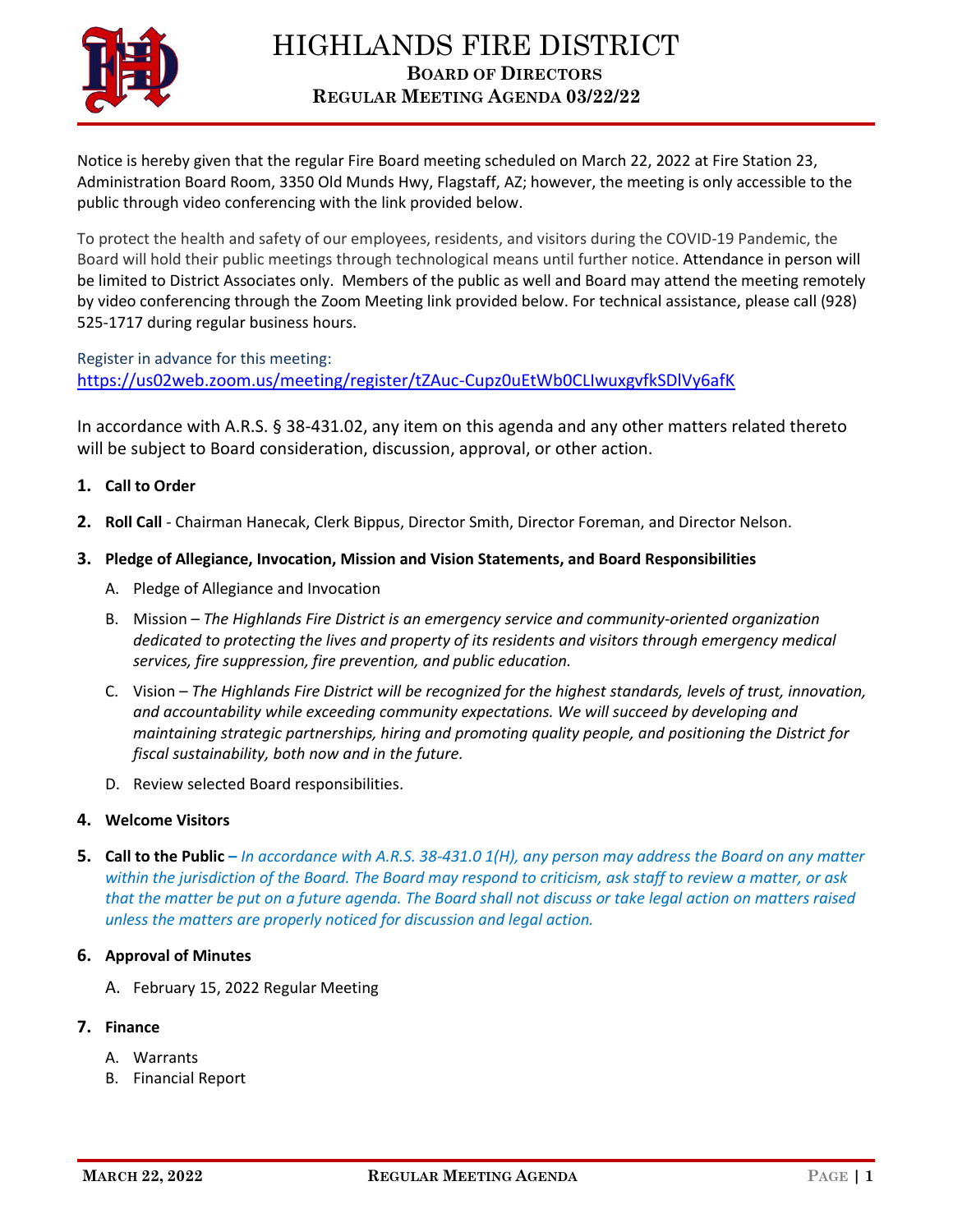# HIGHLANDS FIRE DISTRICT

## BOARD OF DIRECTORS
## REGULAR MEETING AGENDA 03/22/22

Notice is hereby given that the regular Fire Board meeting scheduled on March 22, 2022 at Fire Station 23, Administration Board Room, 3350 Old Munds Hwy, Flagstaff, AZ; however, the meeting is only accessible to the public through video conferencing with the link provided below.

To protect the health and safety of our employees, residents, and visitors during the COVID-19 Pandemic, the Board will hold their public meetings through technological means until further notice. Attendance in person will be limited to District Associates only. Members of the public as well and Board may attend the meeting remotely by video conferencing through the Zoom Meeting link provided below. For technical assistance, please call (928) 525-1717 during regular business hours.

Register in advance for this meeting:
https://us02web.zoom.us/meeting/register/tZAuc-Cupz0uEtWb0CLIwuxgvfkSDlVy6afK

In accordance with A.R.S. § 38-431.02, any item on this agenda and any other matters related thereto will be subject to Board consideration, discussion, approval, or other action.

1. **Call to Order**

2. **Roll Call** - Chairman Hanecak, Clerk Bippus, Director Smith, Director Foreman, and Director Nelson.

3. **Pledge of Allegiance, Invocation, Mission and Vision Statements, and Board Responsibilities**

   A. Pledge of Allegiance and Invocation

   B. Mission – *The Highlands Fire District is an emergency service and community-oriented organization dedicated to protecting the lives and property of its residents and visitors through emergency medical services, fire suppression, fire prevention, and public education.*

   C. Vision – *The Highlands Fire District will be recognized for the highest standards, levels of trust, innovation, and accountability while exceeding community expectations. We will succeed by developing and maintaining strategic partnerships, hiring and promoting quality people, and positioning the District for fiscal sustainability, both now and in the future.*

   D. Review selected Board responsibilities.

4. **Welcome Visitors**

5. **Call to the Public** – *In accordance with A.R.S. 38-431.0 1(H), any person may address the Board on any matter within the jurisdiction of the Board. The Board may respond to criticism, ask staff to review a matter, or ask that the matter be put on a future agenda. The Board shall not discuss or take legal action on matters raised unless the matters are properly noticed for discussion and legal action.*

6. **Approval of Minutes**

   A. February 15, 2022 Regular Meeting

7. **Finance**

   A. Warrants
   B. Financial Report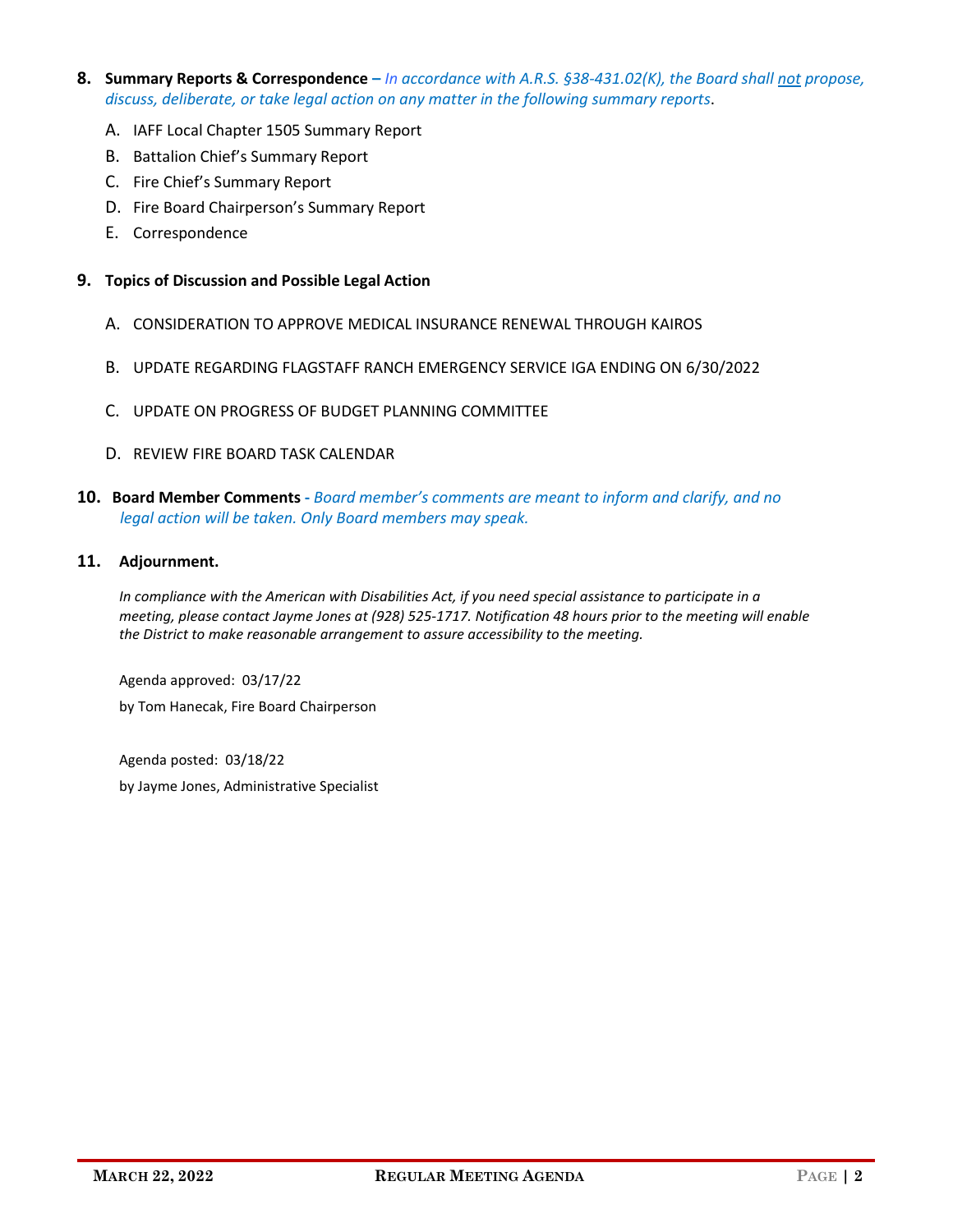8. **Summary Reports & Correspondence** – *In accordance with A.R.S. §38-431.02(K), the Board shall not propose, discuss, deliberate, or take legal action on any matter in the following summary reports*.

   A. IAFF Local Chapter 1505 Summary Report
   B. Battalion Chief's Summary Report
   C. Fire Chief's Summary Report
   D. Fire Board Chairperson's Summary Report
   E. Correspondence

9. **Topics of Discussion and Possible Legal Action**

   A. CONSIDERATION TO APPROVE MEDICAL INSURANCE RENEWAL THROUGH KAIROS

   B. UPDATE REGARDING FLAGSTAFF RANCH EMERGENCY SERVICE IGA ENDING ON 6/30/2022

   C. UPDATE ON PROGRESS OF BUDGET PLANNING COMMITTEE

   D. REVIEW FIRE BOARD TASK CALENDAR

10. **Board Member Comments** - *Board member's comments are meant to inform and clarify, and no legal action will be taken. Only Board members may speak.*

11. **Adjournment.**

*In compliance with the American with Disabilities Act, if you need special assistance to participate in a meeting, please contact Jayme Jones at (928) 525-1717. Notification 48 hours prior to the meeting will enable the District to make reasonable arrangement to assure accessibility to the meeting.*

Agenda approved: 03/17/22

by Tom Hanecak, Fire Board Chairperson

Agenda posted: 03/18/22

by Jayme Jones, Administrative Specialist